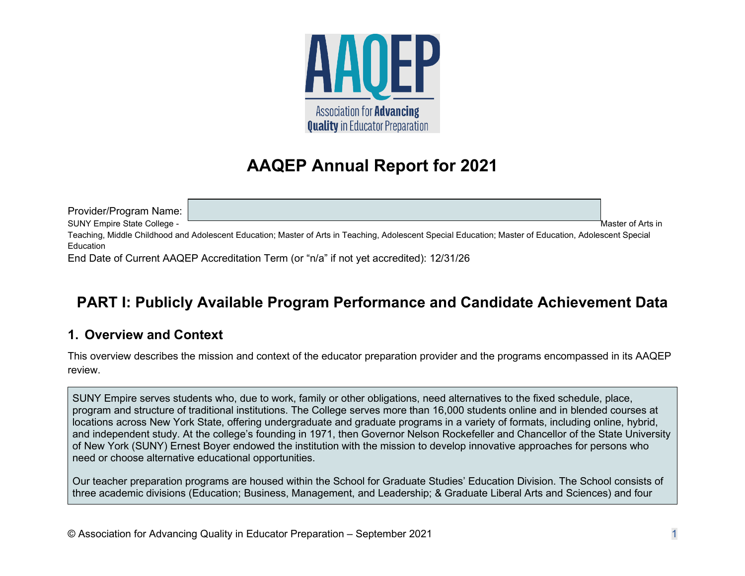# AAQEP Annual Report for 2021

Provider/Program Name: SUNY Empire State College - Master of Arts in Teaching, Middle Childhood and Adolescent Education; Master of Arts in Teaching, Adolescent Special Education; Master of Education, Adolescent Special Education

End Date of Current AAQEP Accreditation Term (or "n/a" if not yet accredited): 12/31/26

## PART I: Publicly Available Program Performance and Candidate Achievement Data

### 1. Overview and Context

This overview describes the mission and context of the educator preparation provider and the programs encompassed in its AAQEP review.

SUNY Empire serves students who, due to work, family or other obligations, need alternatives to the fixed schedule, place, program and structure of traditional institutions. The College serves more than 16,000 students online and in blended courses at locations across New York State, offering undergraduate and graduate programs in a variety of formats, including online, hybrid, and independent study. At the college's founding in 1971, then Governor Nelson Rockefeller and Chancellor of the State University of New York (SUNY) Ernest Boyer endowed the institution with the mission to develop innovative approaches for persons who need or choose alternative educational opportunities.

Our teacher preparation programs are housed within the School for Graduate Studies' Education Division. The School consists of three academic divisions (Education; Business, Management, and Leadership; & Graduate Liberal Arts and Sciences) and four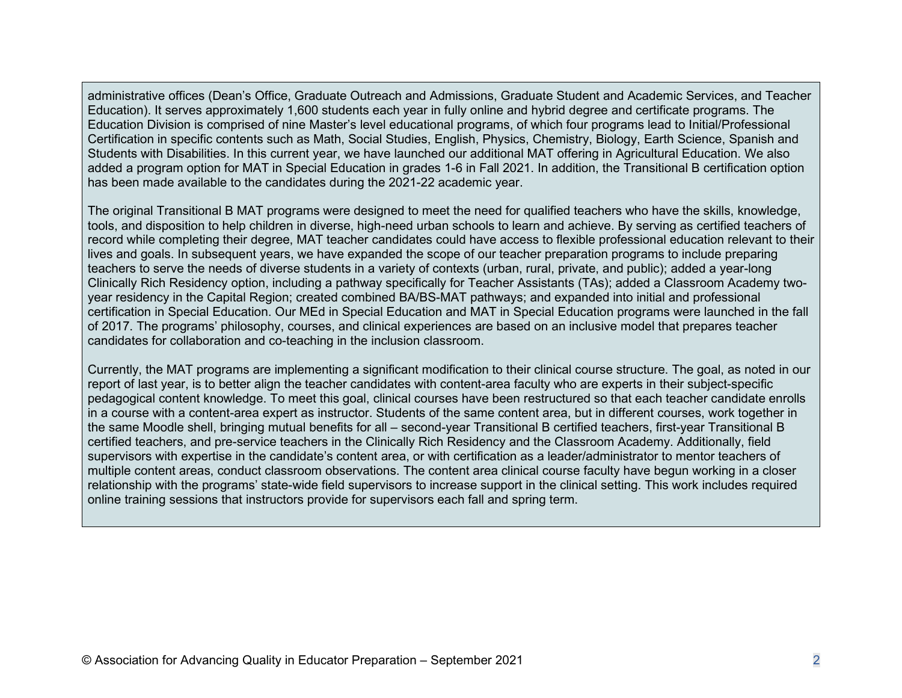administrative offices (Dean's Office, Graduate Outreach and Admissions, Graduate Student and Academic Services, and Teacher Education). It serves approximately 1,600 students each year in fully online and hybrid degree and certificate programs. The Education Division is comprised of nine Master's level educational programs, of which four programs lead to Initial/Professional Certification in specific contents such as Math, Social Studies, English, Physics, Chemistry, Biology, Earth Science, Spanish and Students with Disabilities. In this current year, we have launched our additional MAT offering in Agricultural Education. We also added a program option for MAT in Special Education in grades 1-6 in Fall 2021. In addition, the Transitional B certification option has been made available to the candidates during the 2021-22 academic year.

The original Transitional B MAT programs were designed to meet the need for qualified teachers who have the skills, knowledge, tools, and disposition to help children in diverse, high-need urban schools to learn and achieve. By serving as certified teachers of record while completing their degree, MAT teacher candidates could have access to flexible professional education relevant to their lives and goals. In subsequent years, we have expanded the scope of our teacher preparation programs to include preparing teachers to serve the needs of diverse students in a variety of contexts (urban, rural, private, and public); added a year-long Clinically Rich Residency option, including a pathway specifically for Teacher Assistants (TAs); added a Classroom Academy two-year residency in the Capital Region; created combined BA/BS-MAT pathways; and expanded into initial and professional certification in Special Education. Our MEd in Special Education and MAT in Special Education programs were launched in the fall of 2017. The programs' philosophy, courses, and clinical experiences are based on an inclusive model that prepares teacher candidates for collaboration and co-teaching in the inclusion classroom.

Currently, the MAT programs are implementing a significant modification to their clinical course structure. The goal, as noted in our report of last year, is to better align the teacher candidates with content-area faculty who are experts in their subject-specific pedagogical content knowledge. To meet this goal, clinical courses have been restructured so that each teacher candidate enrolls in a course with a content-area expert as instructor. Students of the same content area, but in different courses, work together in the same Moodle shell, bringing mutual benefits for all – second-year Transitional B certified teachers, first-year Transitional B certified teachers, and pre-service teachers in the Clinically Rich Residency and the Classroom Academy. Additionally, field supervisors with expertise in the candidate's content area, or with certification as a leader/administrator to mentor teachers of multiple content areas, conduct classroom observations. The content area clinical course faculty have begun working in a closer relationship with the programs' state-wide field supervisors to increase support in the clinical setting. This work includes required online training sessions that instructors provide for supervisors each fall and spring term.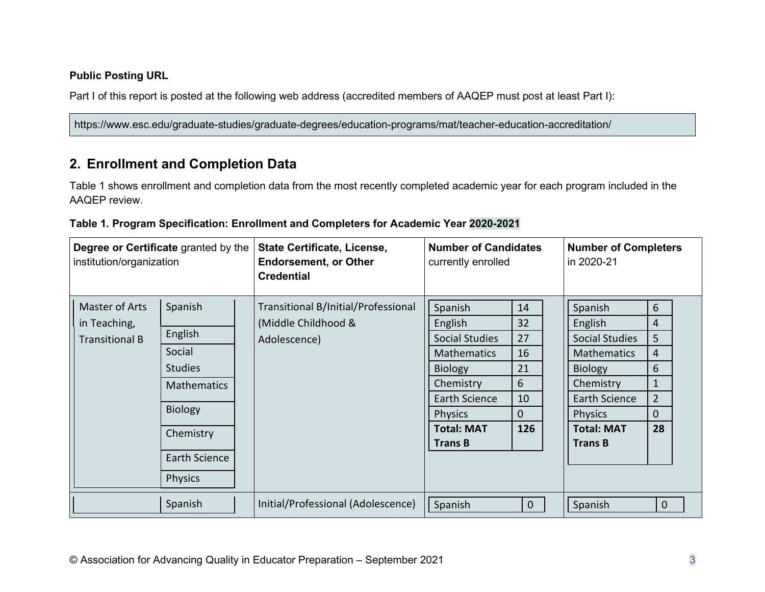**Public Posting URL**

Part I of this report is posted at the following web address (accredited members of AAQEP must post at least Part I):

https://www.esc.edu/graduate-studies/graduate-degrees/education-programs/mat/teacher-education-accreditation/

## 2. Enrollment and Completion Data

Table 1 shows enrollment and completion data from the most recently completed academic year for each program included in the AAQEP review.

**Table 1. Program Specification: Enrollment and Completers for Academic Year 2020-2021**

| **Degree or Certificate** granted by the institution/organization | | **State Certificate, License, Endorsement, or Other Credential** | **Number of Candidates** currently enrolled | | **Number of Completers** in 2020-21 | |
|---|---|---|---|---|---|---|
| Master of Arts in Teaching, Transitional B | Spanish | Transitional B/Initial/Professional (Middle Childhood & Adolescence) | Spanish | 14 | Spanish | 6 |
| | English | | English | 32 | English | 4 |
| | Social Studies | | Social Studies | 27 | Social Studies | 5 |
| | Mathematics | | Mathematics | 16 | Mathematics | 4 |
| | Biology | | Biology | 21 | Biology | 6 |
| | Chemistry | | Chemistry | 6 | Chemistry | 1 |
| | Earth Science | | Earth Science | 10 | Earth Science | 2 |
| | Physics | | Physics | 0 | Physics | 0 |
| | | | **Total: MAT Trans B** | **126** | **Total: MAT Trans B** | **28** |
| | Spanish | Initial/Professional (Adolescence) | Spanish | 0 | Spanish | 0 |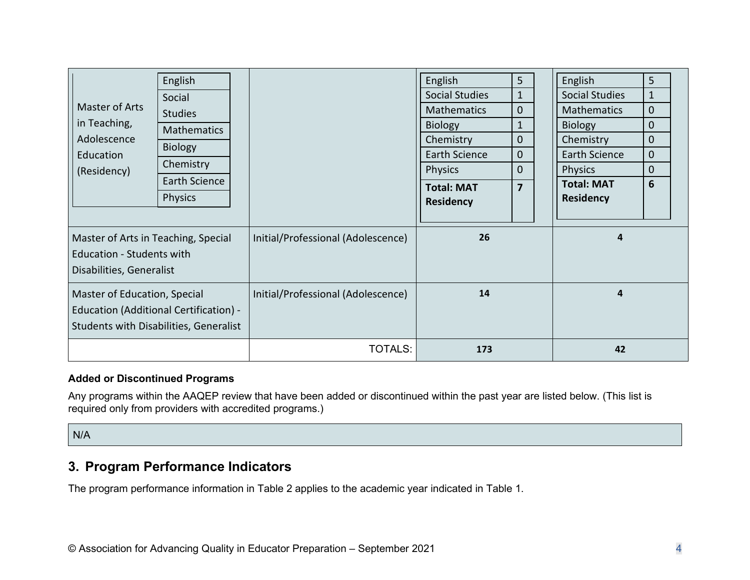| | | | |
|---|---|---|---|
| Master of Arts in Teaching, Adolescence Education (Residency): English; Social Studies; Mathematics; Biology; Chemistry; Earth Science; Physics | | English 5<br>Social Studies 1<br>Mathematics 0<br>Biology 1<br>Chemistry 0<br>Earth Science 0<br>Physics 0<br>**Total: MAT Residency 7** | English 5<br>Social Studies 1<br>Mathematics 0<br>Biology 0<br>Chemistry 0<br>Earth Science 0<br>Physics 0<br>**Total: MAT Residency 6** |
| Master of Arts in Teaching, Special Education - Students with Disabilities, Generalist | Initial/Professional (Adolescence) | **26** | **4** |
| Master of Education, Special Education (Additional Certification) - Students with Disabilities, Generalist | Initial/Professional (Adolescence) | **14** | **4** |
| | TOTALS: | **173** | **42** |

**Added or Discontinued Programs**

Any programs within the AAQEP review that have been added or discontinued within the past year are listed below. (This list is required only from providers with accredited programs.)

N/A

## 3. Program Performance Indicators

The program performance information in Table 2 applies to the academic year indicated in Table 1.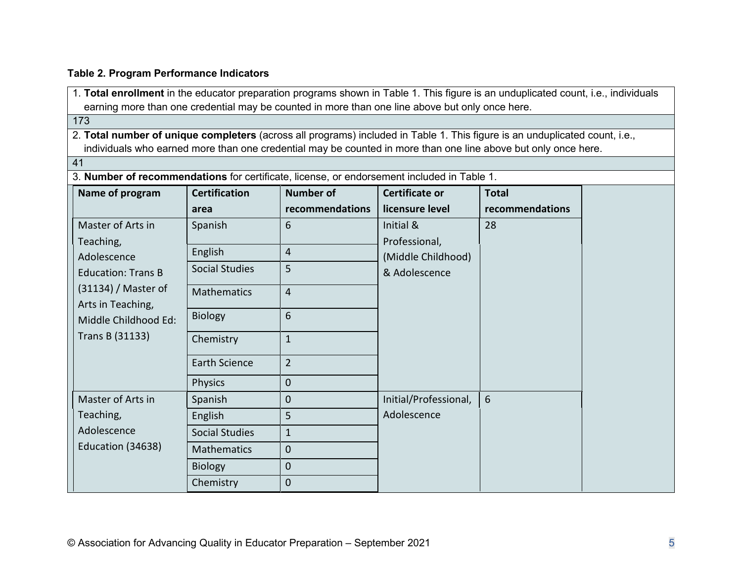**Table 2. Program Performance Indicators**

1. **Total enrollment** in the educator preparation programs shown in Table 1. This figure is an unduplicated count, i.e., individuals earning more than one credential may be counted in more than one line above but only once here.

173

2. **Total number of unique completers** (across all programs) included in Table 1. This figure is an unduplicated count, i.e., individuals who earned more than one credential may be counted in more than one line above but only once here.

41

3. **Number of recommendations** for certificate, license, or endorsement included in Table 1.

| Name of program | Certification area | Number of recommendations | Certificate or licensure level | Total recommendations |
|---|---|---|---|---|
| Master of Arts in Teaching, Adolescence Education: Trans B (31134) / Master of Arts in Teaching, Middle Childhood Ed: Trans B (31133) | Spanish | 6 | Initial & Professional, (Middle Childhood) & Adolescence | 28 |
| | English | 4 | | |
| | Social Studies | 5 | | |
| | Mathematics | 4 | | |
| | Biology | 6 | | |
| | Chemistry | 1 | | |
| | Earth Science | 2 | | |
| | Physics | 0 | | |
| Master of Arts in Teaching, Adolescence Education (34638) | Spanish | 0 | Initial/Professional, Adolescence | 6 |
| | English | 5 | | |
| | Social Studies | 1 | | |
| | Mathematics | 0 | | |
| | Biology | 0 | | |
| | Chemistry | 0 | | |

© Association for Advancing Quality in Educator Preparation – September 2021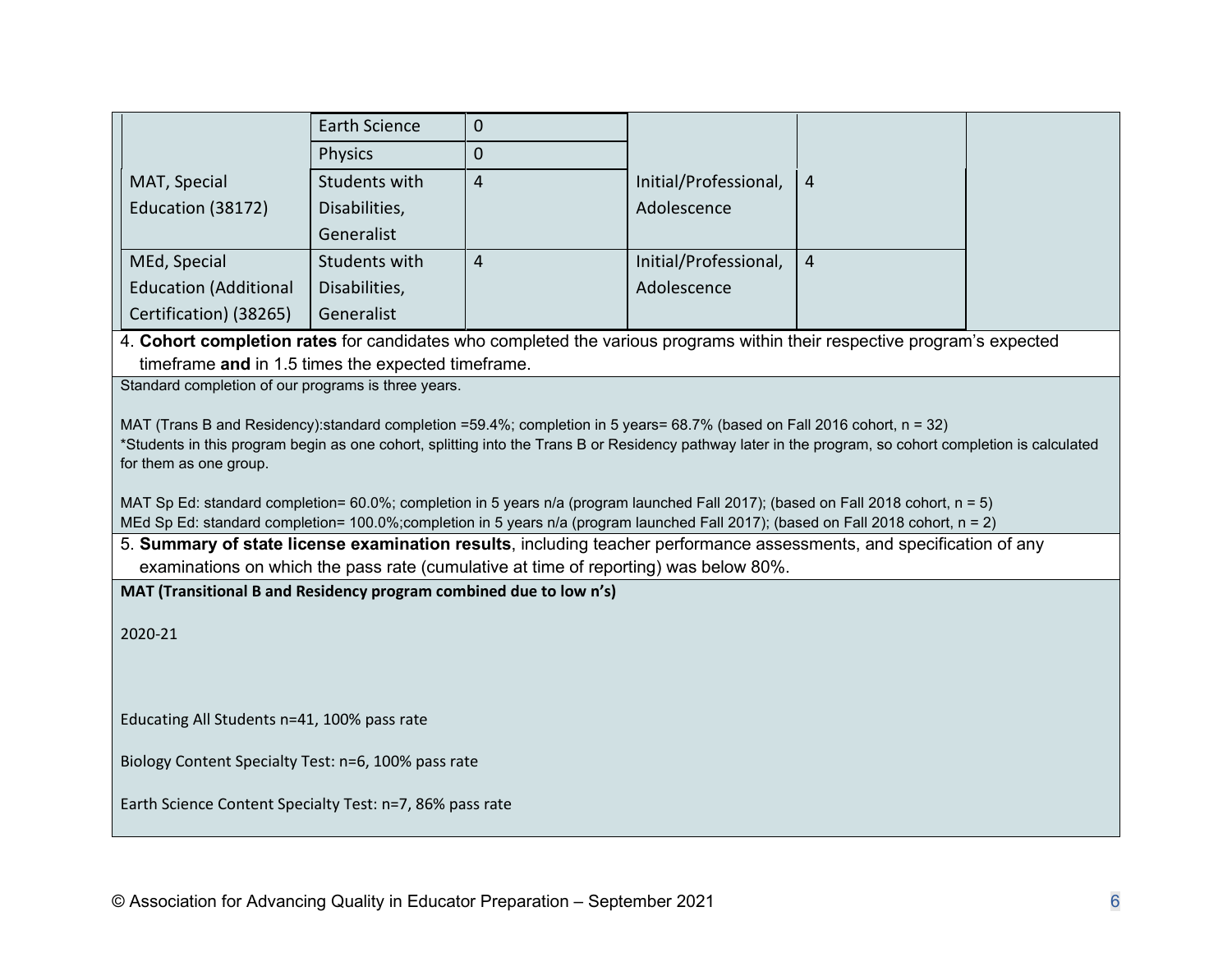| | | | | | |
|---|---|---|---|---|---|
| | Earth Science | 0 | | | |
| | Physics | 0 | | | |
| MAT, Special Education (38172) | Students with Disabilities, Generalist | 4 | Initial/Professional, Adolescence | 4 | |
| MEd, Special Education (Additional Certification) (38265) | Students with Disabilities, Generalist | 4 | Initial/Professional, Adolescence | 4 | |

4. **Cohort completion rates** for candidates who completed the various programs within their respective program's expected timeframe **and** in 1.5 times the expected timeframe.

Standard completion of our programs is three years.

MAT (Trans B and Residency):standard completion =59.4%; completion in 5 years= 68.7% (based on Fall 2016 cohort, n = 32)
*Students in this program begin as one cohort, splitting into the Trans B or Residency pathway later in the program, so cohort completion is calculated for them as one group.

MAT Sp Ed: standard completion= 60.0%; completion in 5 years n/a (program launched Fall 2017); (based on Fall 2018 cohort, n = 5)
MEd Sp Ed: standard completion= 100.0%;completion in 5 years n/a (program launched Fall 2017); (based on Fall 2018 cohort, n = 2)

5. **Summary of state license examination results**, including teacher performance assessments, and specification of any examinations on which the pass rate (cumulative at time of reporting) was below 80%.

**MAT (Transitional B and Residency program combined due to low n's)**

2020-21

Educating All Students n=41, 100% pass rate

Biology Content Specialty Test: n=6, 100% pass rate

Earth Science Content Specialty Test: n=7, 86% pass rate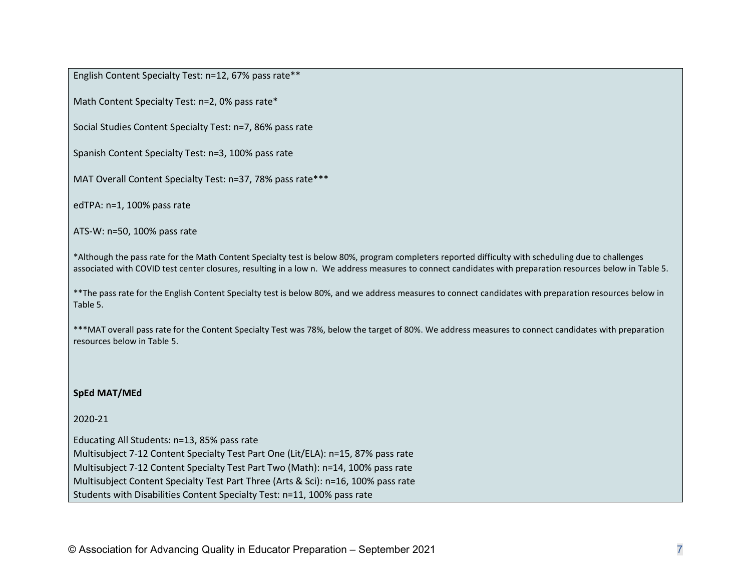English Content Specialty Test: n=12, 67% pass rate**

Math Content Specialty Test: n=2, 0% pass rate*

Social Studies Content Specialty Test: n=7, 86% pass rate

Spanish Content Specialty Test: n=3, 100% pass rate

MAT Overall Content Specialty Test: n=37, 78% pass rate***

edTPA: n=1, 100% pass rate

ATS-W: n=50, 100% pass rate

*Although the pass rate for the Math Content Specialty test is below 80%, program completers reported difficulty with scheduling due to challenges associated with COVID test center closures, resulting in a low n. We address measures to connect candidates with preparation resources below in Table 5.

**The pass rate for the English Content Specialty test is below 80%, and we address measures to connect candidates with preparation resources below in Table 5.

***MAT overall pass rate for the Content Specialty Test was 78%, below the target of 80%. We address measures to connect candidates with preparation resources below in Table 5.

**SpEd MAT/MEd**

2020-21

Educating All Students: n=13, 85% pass rate
Multisubject 7-12 Content Specialty Test Part One (Lit/ELA): n=15, 87% pass rate
Multisubject 7-12 Content Specialty Test Part Two (Math): n=14, 100% pass rate
Multisubject Content Specialty Test Part Three (Arts & Sci): n=16, 100% pass rate
Students with Disabilities Content Specialty Test: n=11, 100% pass rate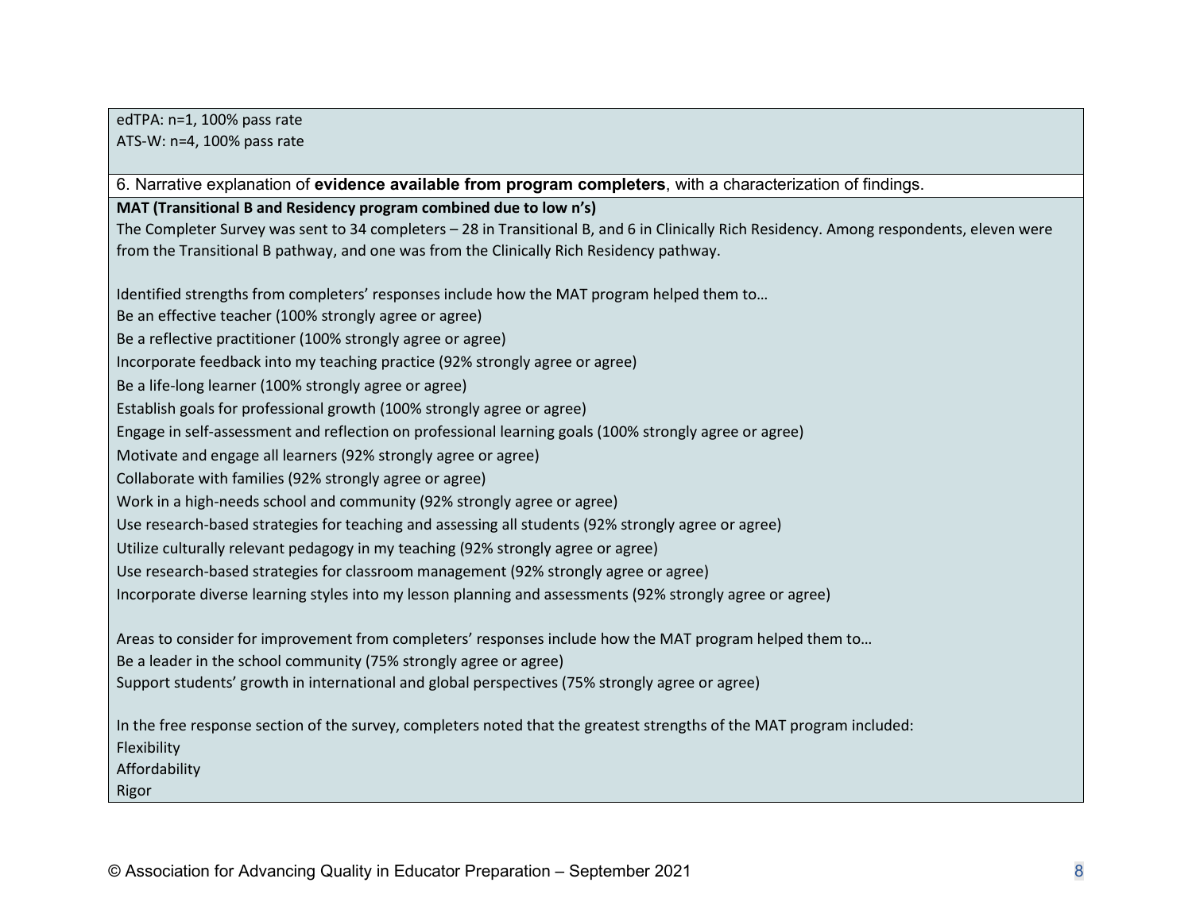edTPA: n=1, 100% pass rate
ATS-W: n=4, 100% pass rate

6. Narrative explanation of **evidence available from program completers**, with a characterization of findings.

**MAT (Transitional B and Residency program combined due to low n's)**

The Completer Survey was sent to 34 completers – 28 in Transitional B, and 6 in Clinically Rich Residency. Among respondents, eleven were from the Transitional B pathway, and one was from the Clinically Rich Residency pathway.

Identified strengths from completers' responses include how the MAT program helped them to…
Be an effective teacher (100% strongly agree or agree)
Be a reflective practitioner (100% strongly agree or agree)
Incorporate feedback into my teaching practice (92% strongly agree or agree)
Be a life-long learner (100% strongly agree or agree)
Establish goals for professional growth (100% strongly agree or agree)
Engage in self-assessment and reflection on professional learning goals (100% strongly agree or agree)
Motivate and engage all learners (92% strongly agree or agree)
Collaborate with families (92% strongly agree or agree)
Work in a high-needs school and community (92% strongly agree or agree)
Use research-based strategies for teaching and assessing all students (92% strongly agree or agree)
Utilize culturally relevant pedagogy in my teaching (92% strongly agree or agree)
Use research-based strategies for classroom management (92% strongly agree or agree)
Incorporate diverse learning styles into my lesson planning and assessments (92% strongly agree or agree)

Areas to consider for improvement from completers' responses include how the MAT program helped them to…
Be a leader in the school community (75% strongly agree or agree)
Support students' growth in international and global perspectives (75% strongly agree or agree)

In the free response section of the survey, completers noted that the greatest strengths of the MAT program included:
Flexibility
Affordability
Rigor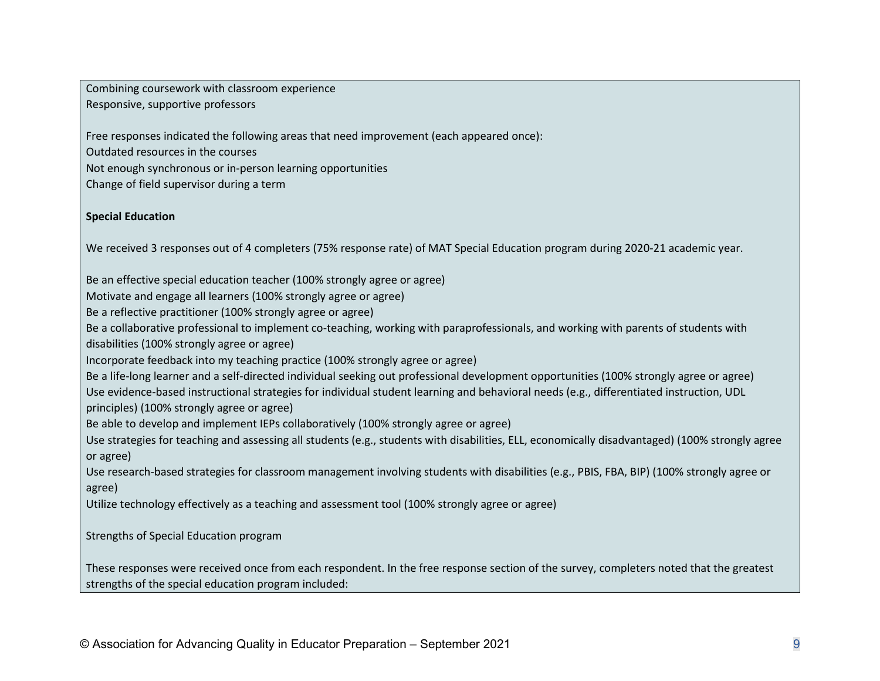Combining coursework with classroom experience
Responsive, supportive professors

Free responses indicated the following areas that need improvement (each appeared once):
Outdated resources in the courses
Not enough synchronous or in-person learning opportunities
Change of field supervisor during a term

**Special Education**

We received 3 responses out of 4 completers (75% response rate) of MAT Special Education program during 2020-21 academic year.

Be an effective special education teacher (100% strongly agree or agree)
Motivate and engage all learners (100% strongly agree or agree)
Be a reflective practitioner (100% strongly agree or agree)
Be a collaborative professional to implement co-teaching, working with paraprofessionals, and working with parents of students with disabilities (100% strongly agree or agree)
Incorporate feedback into my teaching practice (100% strongly agree or agree)
Be a life-long learner and a self-directed individual seeking out professional development opportunities (100% strongly agree or agree)
Use evidence-based instructional strategies for individual student learning and behavioral needs (e.g., differentiated instruction, UDL principles) (100% strongly agree or agree)
Be able to develop and implement IEPs collaboratively (100% strongly agree or agree)
Use strategies for teaching and assessing all students (e.g., students with disabilities, ELL, economically disadvantaged) (100% strongly agree or agree)
Use research-based strategies for classroom management involving students with disabilities (e.g., PBIS, FBA, BIP) (100% strongly agree or agree)
Utilize technology effectively as a teaching and assessment tool (100% strongly agree or agree)

Strengths of Special Education program

These responses were received once from each respondent. In the free response section of the survey, completers noted that the greatest strengths of the special education program included: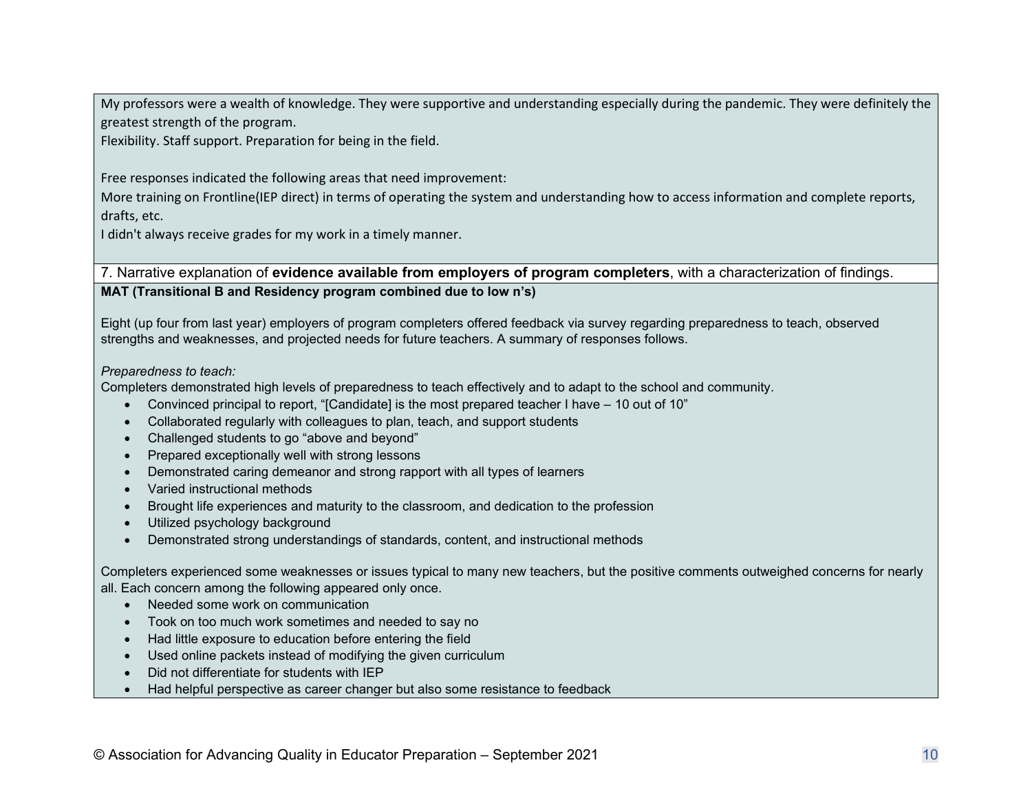My professors were a wealth of knowledge. They were supportive and understanding especially during the pandemic. They were definitely the greatest strength of the program.

Flexibility. Staff support. Preparation for being in the field.

Free responses indicated the following areas that need improvement:

More training on Frontline(IEP direct) in terms of operating the system and understanding how to access information and complete reports, drafts, etc.

I didn't always receive grades for my work in a timely manner.

7. Narrative explanation of **evidence available from employers of program completers**, with a characterization of findings.

**MAT (Transitional B and Residency program combined due to low n's)**

Eight (up four from last year) employers of program completers offered feedback via survey regarding preparedness to teach, observed strengths and weaknesses, and projected needs for future teachers. A summary of responses follows.

*Preparedness to teach:*

Completers demonstrated high levels of preparedness to teach effectively and to adapt to the school and community.

- Convinced principal to report, "[Candidate] is the most prepared teacher I have – 10 out of 10"
- Collaborated regularly with colleagues to plan, teach, and support students
- Challenged students to go "above and beyond"
- Prepared exceptionally well with strong lessons
- Demonstrated caring demeanor and strong rapport with all types of learners
- Varied instructional methods
- Brought life experiences and maturity to the classroom, and dedication to the profession
- Utilized psychology background
- Demonstrated strong understandings of standards, content, and instructional methods

Completers experienced some weaknesses or issues typical to many new teachers, but the positive comments outweighed concerns for nearly all. Each concern among the following appeared only once.

- Needed some work on communication
- Took on too much work sometimes and needed to say no
- Had little exposure to education before entering the field
- Used online packets instead of modifying the given curriculum
- Did not differentiate for students with IEP
- Had helpful perspective as career changer but also some resistance to feedback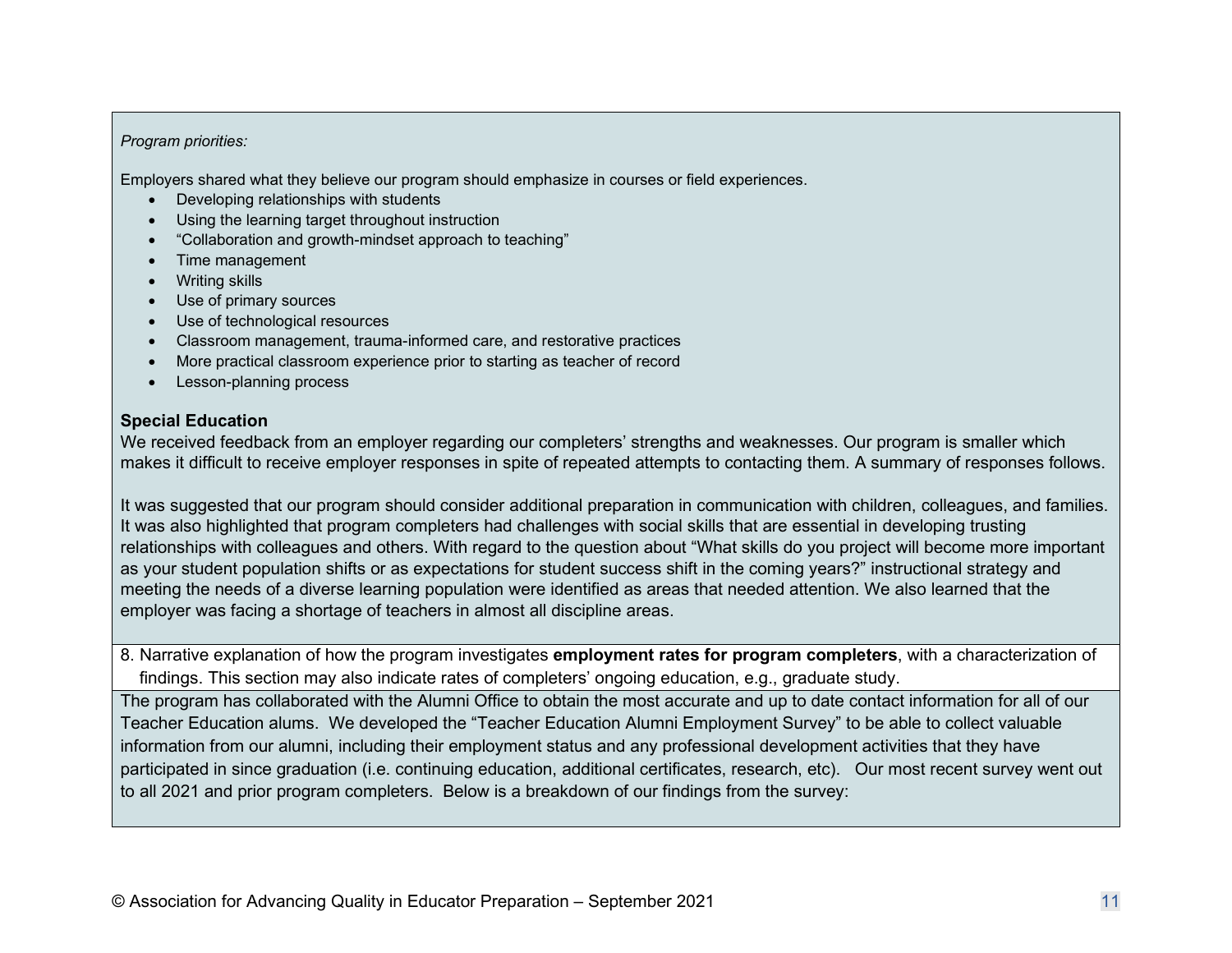*Program priorities:*

Employers shared what they believe our program should emphasize in courses or field experiences.

- Developing relationships with students
- Using the learning target throughout instruction
- "Collaboration and growth-mindset approach to teaching"
- Time management
- Writing skills
- Use of primary sources
- Use of technological resources
- Classroom management, trauma-informed care, and restorative practices
- More practical classroom experience prior to starting as teacher of record
- Lesson-planning process

**Special Education**

We received feedback from an employer regarding our completers' strengths and weaknesses. Our program is smaller which makes it difficult to receive employer responses in spite of repeated attempts to contacting them. A summary of responses follows.

It was suggested that our program should consider additional preparation in communication with children, colleagues, and families. It was also highlighted that program completers had challenges with social skills that are essential in developing trusting relationships with colleagues and others. With regard to the question about "What skills do you project will become more important as your student population shifts or as expectations for student success shift in the coming years?" instructional strategy and meeting the needs of a diverse learning population were identified as areas that needed attention. We also learned that the employer was facing a shortage of teachers in almost all discipline areas.

8. Narrative explanation of how the program investigates **employment rates for program completers**, with a characterization of findings. This section may also indicate rates of completers' ongoing education, e.g., graduate study.

The program has collaborated with the Alumni Office to obtain the most accurate and up to date contact information for all of our Teacher Education alums. We developed the "Teacher Education Alumni Employment Survey" to be able to collect valuable information from our alumni, including their employment status and any professional development activities that they have participated in since graduation (i.e. continuing education, additional certificates, research, etc). Our most recent survey went out to all 2021 and prior program completers. Below is a breakdown of our findings from the survey: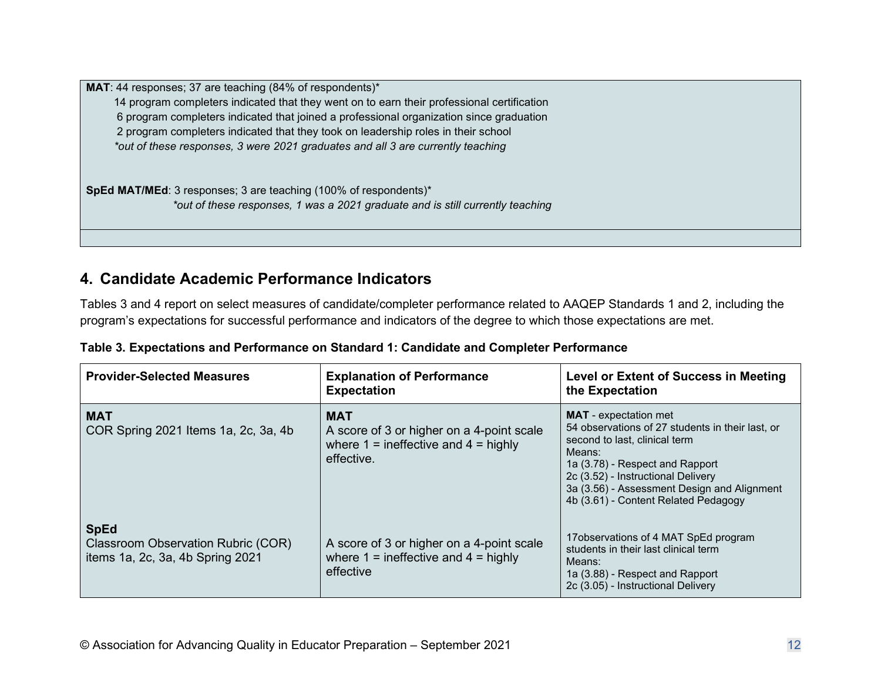**MAT**: 44 responses; 37 are teaching (84% of respondents)*

14 program completers indicated that they went on to earn their professional certification

6 program completers indicated that joined a professional organization since graduation

2 program completers indicated that they took on leadership roles in their school

*\*out of these responses, 3 were 2021 graduates and all 3 are currently teaching*

**SpEd MAT/MEd**: 3 responses; 3 are teaching (100% of respondents)*

*\*out of these responses, 1 was a 2021 graduate and is still currently teaching*

## 4. Candidate Academic Performance Indicators

Tables 3 and 4 report on select measures of candidate/completer performance related to AAQEP Standards 1 and 2, including the program's expectations for successful performance and indicators of the degree to which those expectations are met.

**Table 3. Expectations and Performance on Standard 1: Candidate and Completer Performance**

| Provider-Selected Measures | Explanation of Performance Expectation | Level or Extent of Success in Meeting the Expectation |
|---|---|---|
| **MAT**<br>COR Spring 2021 Items 1a, 2c, 3a, 4b | **MAT**<br>A score of 3 or higher on a 4-point scale where 1 = ineffective and 4 = highly effective. | **MAT** - expectation met<br>54 observations of 27 students in their last, or second to last, clinical term<br>Means:<br>1a (3.78) - Respect and Rapport<br>2c (3.52) - Instructional Delivery<br>3a (3.56) - Assessment Design and Alignment<br>4b (3.61) - Content Related Pedagogy |
| **SpEd**<br>Classroom Observation Rubric (COR) items 1a, 2c, 3a, 4b Spring 2021 | A score of 3 or higher on a 4-point scale where 1 = ineffective and 4 = highly effective | 17observations of 4 MAT SpEd program students in their last clinical term<br>Means:<br>1a (3.88) - Respect and Rapport<br>2c (3.05) - Instructional Delivery |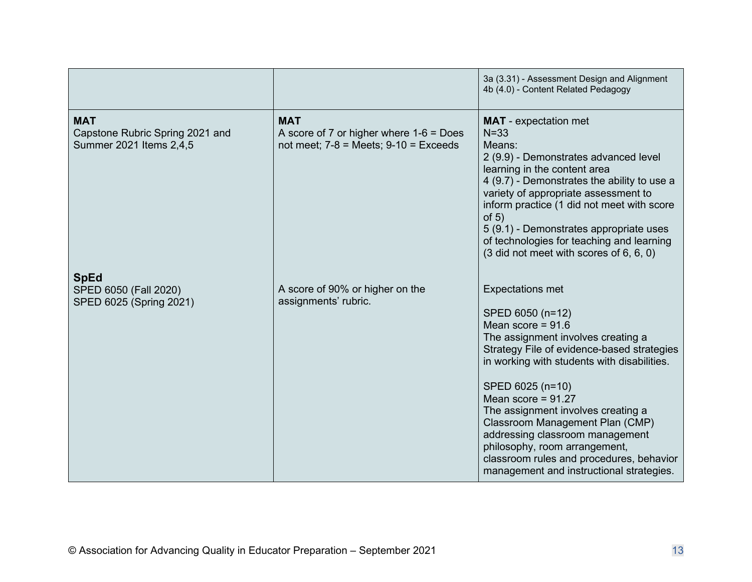| | | |
|---|---|---|
| | | 3a (3.31) - Assessment Design and Alignment<br>4b (4.0) - Content Related Pedagogy |
| **MAT**<br>Capstone Rubric Spring 2021 and Summer 2021 Items 2,4,5<br><br>**SpEd**<br>SPED 6050 (Fall 2020)<br>SPED 6025 (Spring 2021) | **MAT**<br>A score of 7 or higher where 1-6 = Does not meet; 7-8 = Meets; 9-10 = Exceeds<br><br>A score of 90% or higher on the assignments' rubric. | **MAT** - expectation met<br>N=33<br>Means:<br>2 (9.9) - Demonstrates advanced level learning in the content area<br>4 (9.7) - Demonstrates the ability to use a variety of appropriate assessment to inform practice (1 did not meet with score of 5)<br>5 (9.1) - Demonstrates appropriate uses of technologies for teaching and learning (3 did not meet with scores of 6, 6, 0)<br><br>Expectations met<br><br>SPED 6050 (n=12)<br>Mean score = 91.6<br>The assignment involves creating a Strategy File of evidence-based strategies in working with students with disabilities.<br><br>SPED 6025 (n=10)<br>Mean score = 91.27<br>The assignment involves creating a Classroom Management Plan (CMP) addressing classroom management philosophy, room arrangement, classroom rules and procedures, behavior management and instructional strategies. |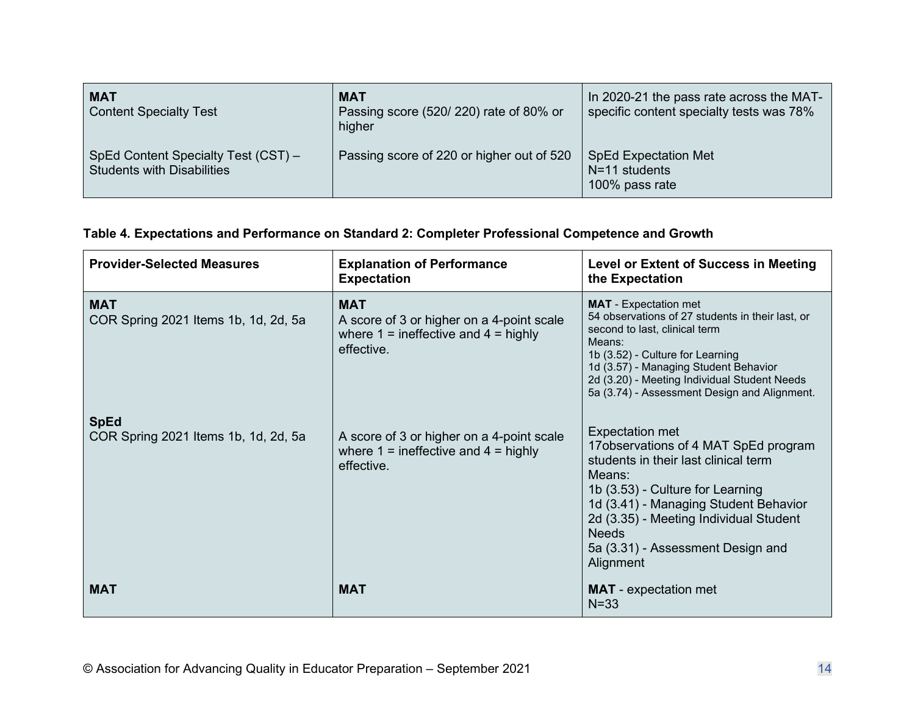| | | |
|---|---|---|
| **MAT**<br>Content Specialty Test<br><br>SpEd Content Specialty Test (CST) – Students with Disabilities | **MAT**<br>Passing score (520/ 220) rate of 80% or higher<br><br>Passing score of 220 or higher out of 520 | In 2020-21 the pass rate across the MAT-specific content specialty tests was 78%<br><br>SpEd Expectation Met<br>N=11 students<br>100% pass rate |

**Table 4. Expectations and Performance on Standard 2: Completer Professional Competence and Growth**

| Provider-Selected Measures | Explanation of Performance Expectation | Level or Extent of Success in Meeting the Expectation |
|---|---|---|
| **MAT**<br>COR Spring 2021 Items 1b, 1d, 2d, 5a | **MAT**<br>A score of 3 or higher on a 4-point scale where 1 = ineffective and 4 = highly effective. | **MAT** - Expectation met<br>54 observations of 27 students in their last, or second to last, clinical term<br>Means:<br>1b (3.52) - Culture for Learning<br>1d (3.57) - Managing Student Behavior<br>2d (3.20) - Meeting Individual Student Needs<br>5a (3.74) - Assessment Design and Alignment. |
| **SpEd**<br>COR Spring 2021 Items 1b, 1d, 2d, 5a | A score of 3 or higher on a 4-point scale where 1 = ineffective and 4 = highly effective. | Expectation met<br>17observations of 4 MAT SpEd program students in their last clinical term<br>Means:<br>1b (3.53) - Culture for Learning<br>1d (3.41) - Managing Student Behavior<br>2d (3.35) - Meeting Individual Student Needs<br>5a (3.31) - Assessment Design and Alignment |
| **MAT** | **MAT** | **MAT** - expectation met<br>N=33 |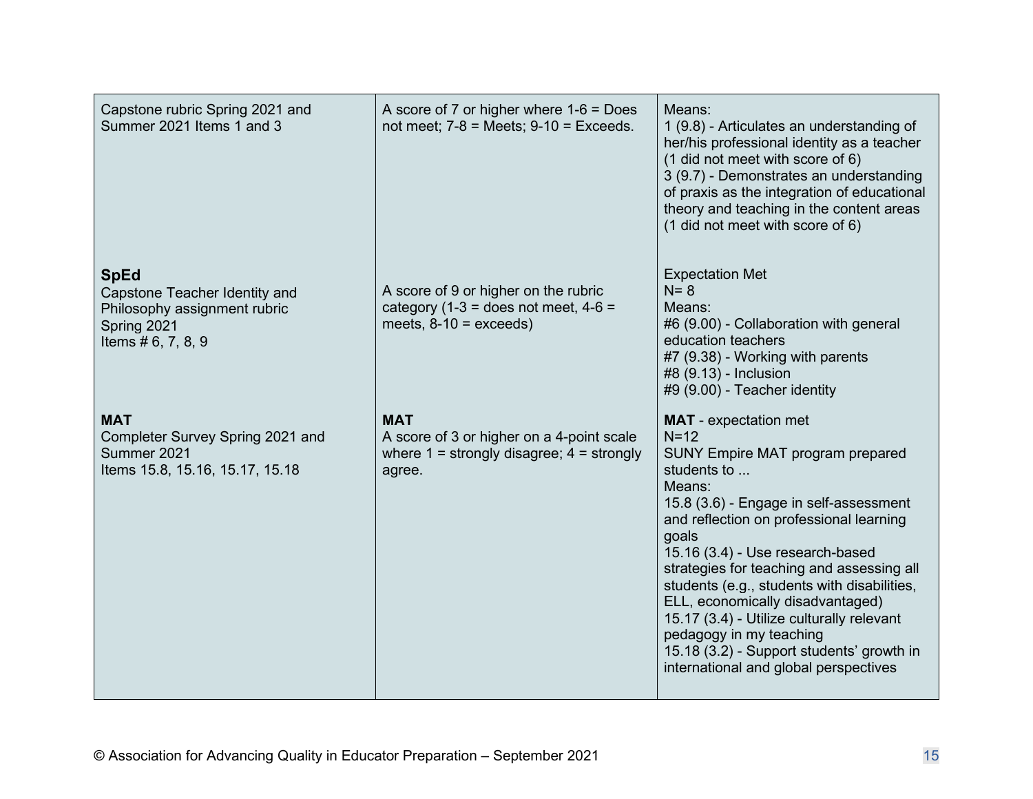| | | |
|---|---|---|
| Capstone rubric Spring 2021 and Summer 2021 Items 1 and 3<br><br>**SpEd**<br>Capstone Teacher Identity and Philosophy assignment rubric<br>Spring 2021<br>Items # 6, 7, 8, 9<br><br>**MAT**<br>Completer Survey Spring 2021 and Summer 2021<br>Items 15.8, 15.16, 15.17, 15.18 | A score of 7 or higher where 1-6 = Does not meet; 7-8 = Meets; 9-10 = Exceeds.<br><br>A score of 9 or higher on the rubric category (1-3 = does not meet, 4-6 = meets, 8-10 = exceeds)<br><br>**MAT**<br>A score of 3 or higher on a 4-point scale where 1 = strongly disagree; 4 = strongly agree. | Means:<br>1 (9.8) - Articulates an understanding of her/his professional identity as a teacher (1 did not meet with score of 6)<br>3 (9.7) - Demonstrates an understanding of praxis as the integration of educational theory and teaching in the content areas (1 did not meet with score of 6)<br><br>Expectation Met<br>N= 8<br>Means:<br>#6 (9.00) - Collaboration with general education teachers<br>#7 (9.38) - Working with parents<br>#8 (9.13) - Inclusion<br>#9 (9.00) - Teacher identity<br><br>**MAT** - expectation met<br>N=12<br>SUNY Empire MAT program prepared students to ...<br>Means:<br>15.8 (3.6) - Engage in self-assessment and reflection on professional learning goals<br>15.16 (3.4) - Use research-based strategies for teaching and assessing all students (e.g., students with disabilities, ELL, economically disadvantaged)<br>15.17 (3.4) - Utilize culturally relevant pedagogy in my teaching<br>15.18 (3.2) - Support students' growth in international and global perspectives |

© Association for Advancing Quality in Educator Preparation – September 2021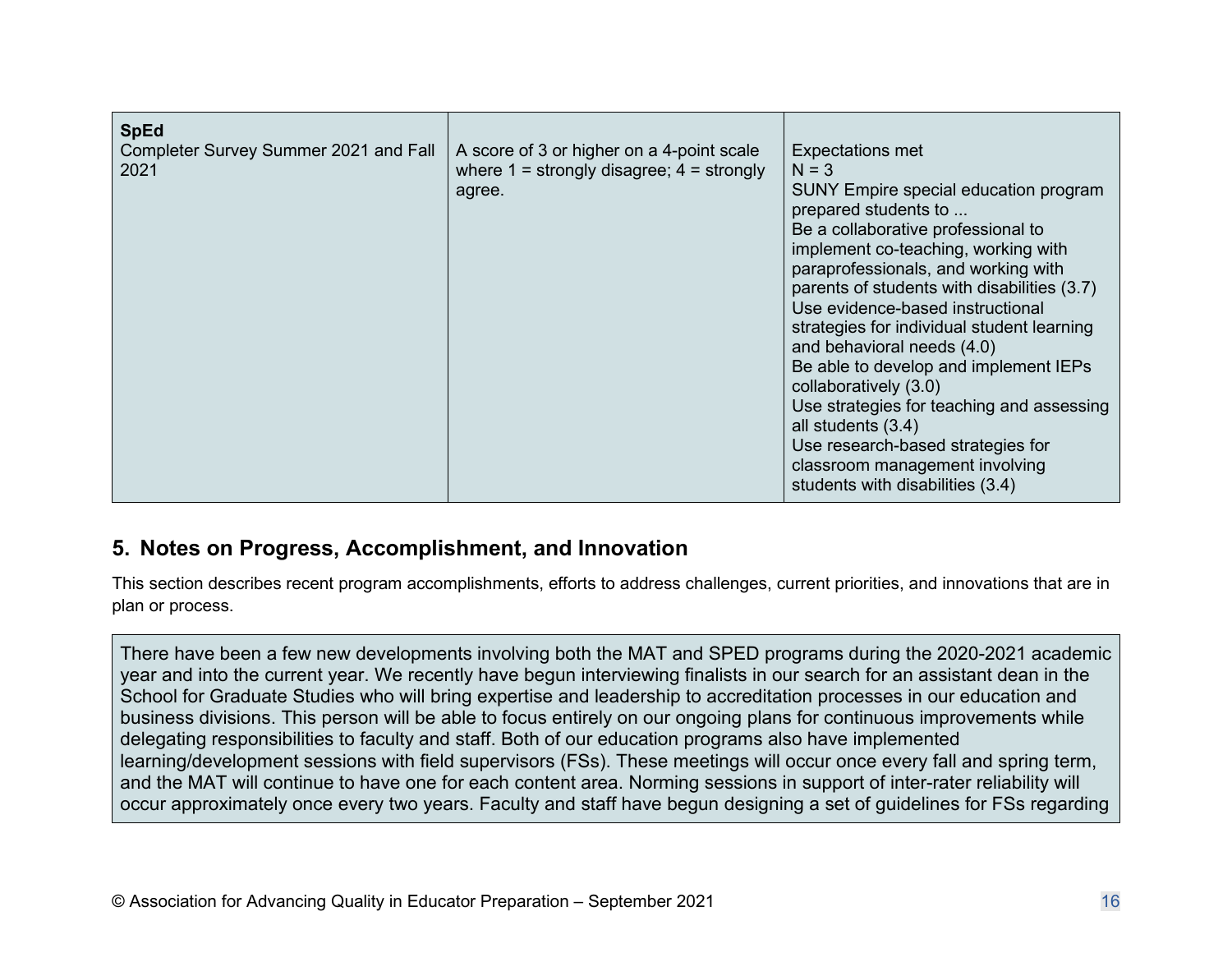| **SpEd**<br>Completer Survey Summer 2021 and Fall 2021 | A score of 3 or higher on a 4-point scale where 1 = strongly disagree; 4 = strongly agree. | Expectations met<br>N = 3<br>SUNY Empire special education program prepared students to ...<br>Be a collaborative professional to implement co-teaching, working with paraprofessionals, and working with parents of students with disabilities (3.7)<br>Use evidence-based instructional strategies for individual student learning and behavioral needs (4.0)<br>Be able to develop and implement IEPs collaboratively (3.0)<br>Use strategies for teaching and assessing all students (3.4)<br>Use research-based strategies for classroom management involving students with disabilities (3.4) |
|---|---|---|

## 5. Notes on Progress, Accomplishment, and Innovation

This section describes recent program accomplishments, efforts to address challenges, current priorities, and innovations that are in plan or process.

There have been a few new developments involving both the MAT and SPED programs during the 2020-2021 academic year and into the current year. We recently have begun interviewing finalists in our search for an assistant dean in the School for Graduate Studies who will bring expertise and leadership to accreditation processes in our education and business divisions. This person will be able to focus entirely on our ongoing plans for continuous improvements while delegating responsibilities to faculty and staff. Both of our education programs also have implemented learning/development sessions with field supervisors (FSs). These meetings will occur once every fall and spring term, and the MAT will continue to have one for each content area. Norming sessions in support of inter-rater reliability will occur approximately once every two years. Faculty and staff have begun designing a set of guidelines for FSs regarding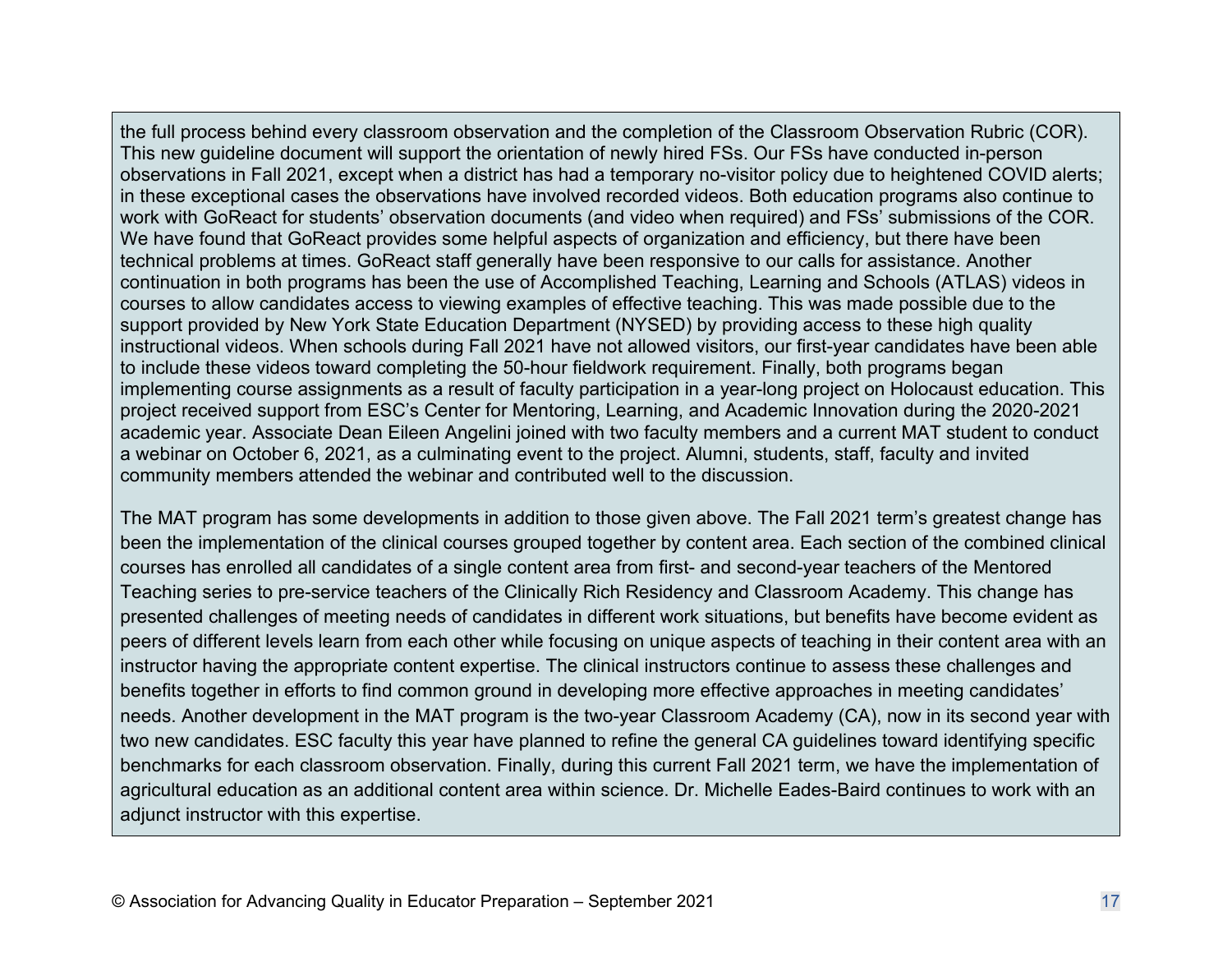the full process behind every classroom observation and the completion of the Classroom Observation Rubric (COR). This new guideline document will support the orientation of newly hired FSs. Our FSs have conducted in-person observations in Fall 2021, except when a district has had a temporary no-visitor policy due to heightened COVID alerts; in these exceptional cases the observations have involved recorded videos. Both education programs also continue to work with GoReact for students' observation documents (and video when required) and FSs' submissions of the COR. We have found that GoReact provides some helpful aspects of organization and efficiency, but there have been technical problems at times. GoReact staff generally have been responsive to our calls for assistance. Another continuation in both programs has been the use of Accomplished Teaching, Learning and Schools (ATLAS) videos in courses to allow candidates access to viewing examples of effective teaching. This was made possible due to the support provided by New York State Education Department (NYSED) by providing access to these high quality instructional videos. When schools during Fall 2021 have not allowed visitors, our first-year candidates have been able to include these videos toward completing the 50-hour fieldwork requirement. Finally, both programs began implementing course assignments as a result of faculty participation in a year-long project on Holocaust education. This project received support from ESC's Center for Mentoring, Learning, and Academic Innovation during the 2020-2021 academic year. Associate Dean Eileen Angelini joined with two faculty members and a current MAT student to conduct a webinar on October 6, 2021, as a culminating event to the project. Alumni, students, staff, faculty and invited community members attended the webinar and contributed well to the discussion.

The MAT program has some developments in addition to those given above. The Fall 2021 term's greatest change has been the implementation of the clinical courses grouped together by content area. Each section of the combined clinical courses has enrolled all candidates of a single content area from first- and second-year teachers of the Mentored Teaching series to pre-service teachers of the Clinically Rich Residency and Classroom Academy. This change has presented challenges of meeting needs of candidates in different work situations, but benefits have become evident as peers of different levels learn from each other while focusing on unique aspects of teaching in their content area with an instructor having the appropriate content expertise. The clinical instructors continue to assess these challenges and benefits together in efforts to find common ground in developing more effective approaches in meeting candidates' needs. Another development in the MAT program is the two-year Classroom Academy (CA), now in its second year with two new candidates. ESC faculty this year have planned to refine the general CA guidelines toward identifying specific benchmarks for each classroom observation. Finally, during this current Fall 2021 term, we have the implementation of agricultural education as an additional content area within science. Dr. Michelle Eades-Baird continues to work with an adjunct instructor with this expertise.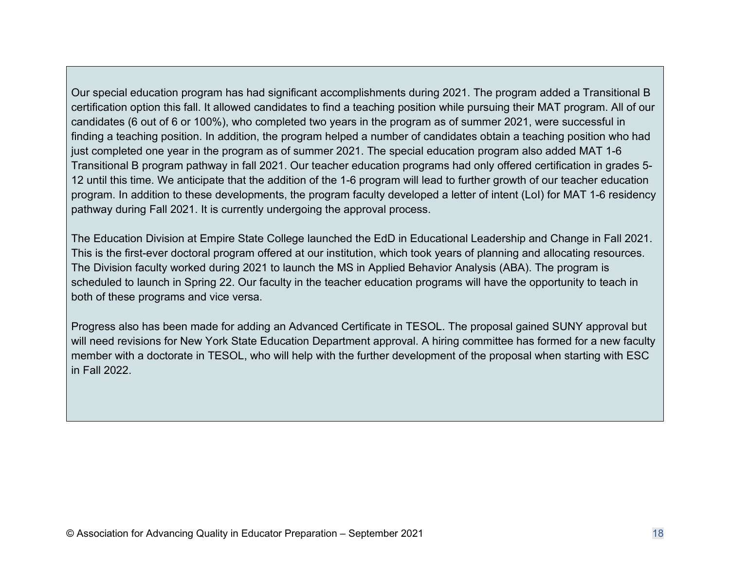Our special education program has had significant accomplishments during 2021. The program added a Transitional B certification option this fall. It allowed candidates to find a teaching position while pursuing their MAT program. All of our candidates (6 out of 6 or 100%), who completed two years in the program as of summer 2021, were successful in finding a teaching position. In addition, the program helped a number of candidates obtain a teaching position who had just completed one year in the program as of summer 2021. The special education program also added MAT 1-6 Transitional B program pathway in fall 2021. Our teacher education programs had only offered certification in grades 5-12 until this time. We anticipate that the addition of the 1-6 program will lead to further growth of our teacher education program. In addition to these developments, the program faculty developed a letter of intent (LoI) for MAT 1-6 residency pathway during Fall 2021. It is currently undergoing the approval process.

The Education Division at Empire State College launched the EdD in Educational Leadership and Change in Fall 2021. This is the first-ever doctoral program offered at our institution, which took years of planning and allocating resources. The Division faculty worked during 2021 to launch the MS in Applied Behavior Analysis (ABA). The program is scheduled to launch in Spring 22. Our faculty in the teacher education programs will have the opportunity to teach in both of these programs and vice versa.

Progress also has been made for adding an Advanced Certificate in TESOL. The proposal gained SUNY approval but will need revisions for New York State Education Department approval. A hiring committee has formed for a new faculty member with a doctorate in TESOL, who will help with the further development of the proposal when starting with ESC in Fall 2022.